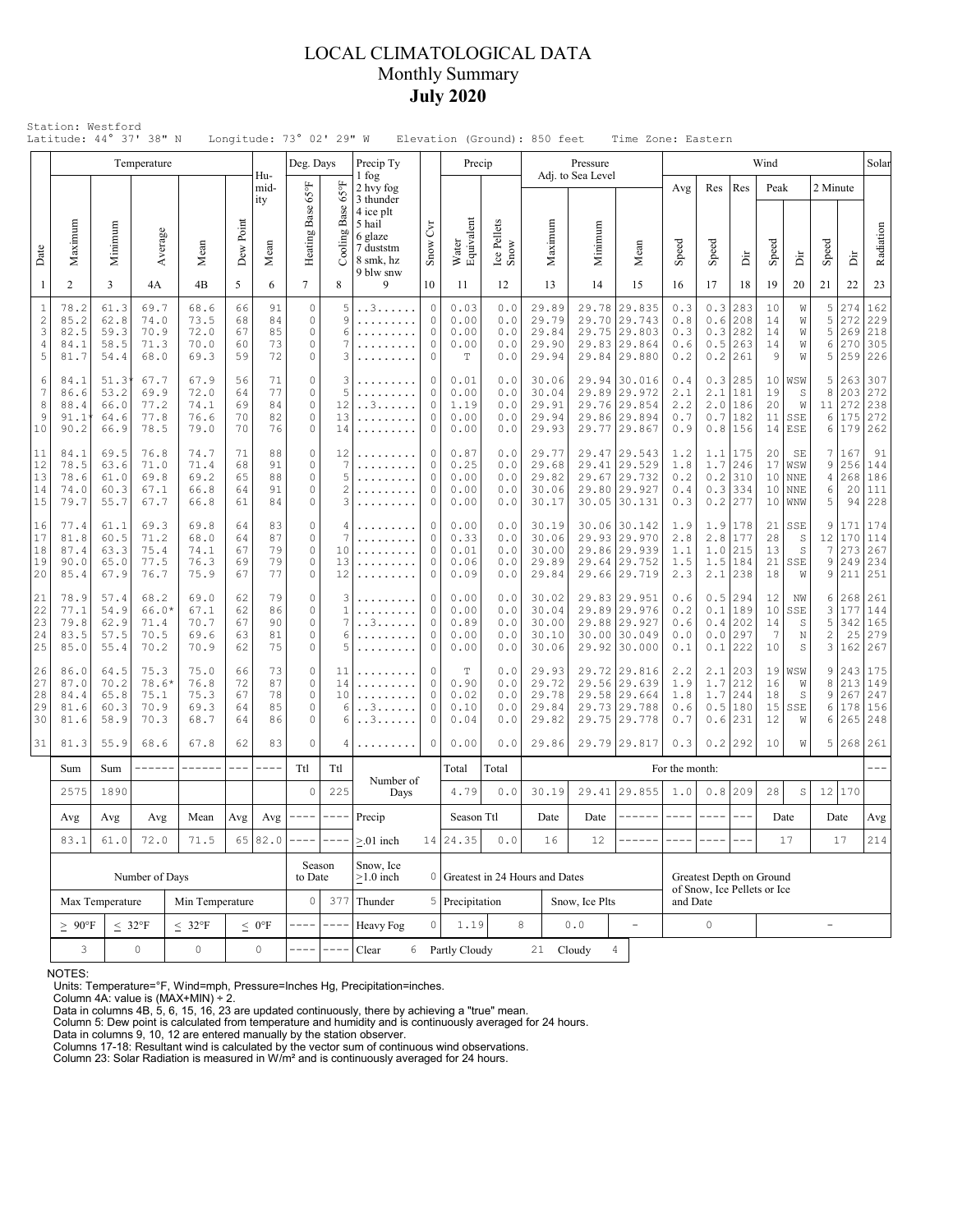# LOCAL CLIMATOLOGICAL DATA
## Monthly Summary
## July 2020

Station: Westford
Latitude: 44° 37' 38" N Longitude: 73° 02' 29" W Elevation (Ground): 850 feet Time Zone: Eastern

| Date | Temperature Maximum | Temperature Minimum | Temperature Average | Temperature Mean | Dew Point | Humidity Mean | Deg. Days Heating Base 65°F | Deg. Days Cooling Base 65°F | Precip Ty (1 fog, 2 hvy fog, 3 thunder, 4 ice plt, 5 hail, 6 glaze, 7 duststm, 8 smk, hz, 9 blw snw) | Snow Cvr | Precip Water Equivalent | Precip Ice Pellets Snow | Pressure Adj. to Sea Level Maximum | Pressure Minimum | Pressure Mean | Wind Avg Speed | Wind Res Speed | Wind Res Dir | Wind Peak Speed | Wind Peak Dir | Wind 2 Minute Speed | Wind 2 Minute Dir | Solar Radiation |
|---|---|---|---|---|---|---|---|---|---|---|---|---|---|---|---|---|---|---|---|---|---|---|---|
| 1 | 2 | 3 | 4A | 4B | 5 | 6 | 7 | 8 | 9 | 10 | 11 | 12 | 13 | 14 | 15 | 16 | 17 | 18 | 19 | 20 | 21 | 22 | 23 |
| 1 | 78.2 | 61.3 | 69.7 | 68.6 | 66 | 91 | 0 | 5 | ..3...... | 0 | 0.03 | 0.0 | 29.89 | 29.78 | 29.835 | 0.3 | 0.3 | 283 | 10 | W | 5 | 274 | 162 |
| 2 | 85.2 | 62.8 | 74.0 | 73.5 | 68 | 84 | 0 | 9 | ......... | 0 | 0.00 | 0.0 | 29.79 | 29.70 | 29.743 | 0.8 | 0.6 | 208 | 14 | W | 5 | 272 | 229 |
| 3 | 82.5 | 59.3 | 70.9 | 72.0 | 67 | 85 | 0 | 6 | ......... | 0 | 0.00 | 0.0 | 29.84 | 29.75 | 29.803 | 0.3 | 0.3 | 282 | 14 | W | 5 | 269 | 218 |
| 4 | 84.1 | 58.5 | 71.3 | 70.0 | 60 | 73 | 0 | 7 | ......... | 0 | 0.00 | 0.0 | 29.90 | 29.83 | 29.864 | 0.6 | 0.5 | 263 | 14 | W | 6 | 270 | 305 |
| 5 | 81.7 | 54.4 | 68.0 | 69.3 | 59 | 72 | 0 | 3 | ......... | 0 | T | 0.0 | 29.94 | 29.84 | 29.880 | 0.2 | 0.2 | 261 | 9 | W | 5 | 259 | 226 |
| 6 | 84.1 | 51.3* | 67.7 | 67.9 | 56 | 71 | 0 | 3 | ......... | 0 | 0.01 | 0.0 | 30.06 | 29.94 | 30.016 | 0.4 | 0.3 | 285 | 10 | WSW | 5 | 263 | 307 |
| 7 | 86.6 | 53.2 | 69.9 | 72.0 | 64 | 77 | 0 | 5 | ......... | 0 | 0.00 | 0.0 | 30.04 | 29.89 | 29.972 | 2.1 | 2.1 | 181 | 19 | S | 8 | 203 | 272 |
| 8 | 88.4 | 66.0 | 77.2 | 74.1 | 69 | 84 | 0 | 12 | ..3...... | 0 | 1.19 | 0.0 | 29.91 | 29.76 | 29.854 | 2.2 | 2.0 | 186 | 20 | W | 11 | 272 | 238 |
| 9 | 91.1* | 64.6 | 77.8 | 76.6 | 70 | 82 | 0 | 13 | ......... | 0 | 0.00 | 0.0 | 29.94 | 29.86 | 29.894 | 0.7 | 0.7 | 182 | 11 | SSE | 6 | 175 | 272 |
| 10 | 90.2 | 66.9 | 78.5 | 79.0 | 70 | 76 | 0 | 14 | ......... | 0 | 0.00 | 0.0 | 29.93 | 29.77 | 29.867 | 0.9 | 0.8 | 156 | 14 | ESE | 6 | 179 | 262 |
| 11 | 84.1 | 69.5 | 76.8 | 74.7 | 71 | 88 | 0 | 12 | ......... | 0 | 0.87 | 0.0 | 29.77 | 29.47 | 29.543 | 1.2 | 1.1 | 175 | 20 | SE | 7 | 167 | 91 |
| 12 | 78.5 | 63.6 | 71.0 | 71.4 | 68 | 91 | 0 | 7 | ......... | 0 | 0.25 | 0.0 | 29.68 | 29.41 | 29.529 | 1.8 | 1.7 | 246 | 17 | WSW | 9 | 256 | 144 |
| 13 | 78.6 | 61.0 | 69.8 | 69.2 | 65 | 88 | 0 | 5 | ......... | 0 | 0.00 | 0.0 | 29.82 | 29.67 | 29.732 | 0.2 | 0.2 | 310 | 10 | NNE | 4 | 268 | 186 |
| 14 | 74.0 | 60.3 | 67.1 | 66.8 | 64 | 91 | 0 | 2 | ......... | 0 | 0.00 | 0.0 | 30.06 | 29.80 | 29.927 | 0.4 | 0.3 | 334 | 10 | NNE | 6 | 20 | 111 |
| 15 | 79.7 | 55.7 | 67.7 | 66.8 | 61 | 84 | 0 | 3 | ......... | 0 | 0.00 | 0.0 | 30.17 | 30.05 | 30.131 | 0.3 | 0.2 | 277 | 10 | WNW | 5 | 94 | 228 |
| 16 | 77.4 | 61.1 | 69.3 | 69.8 | 64 | 83 | 0 | 4 | ......... | 0 | 0.00 | 0.0 | 30.19 | 30.06 | 30.142 | 1.9 | 1.9 | 178 | 21 | SSE | 9 | 171 | 174 |
| 17 | 81.8 | 60.5 | 71.2 | 68.0 | 64 | 87 | 0 | 7 | ......... | 0 | 0.33 | 0.0 | 30.06 | 29.93 | 29.970 | 2.8 | 2.8 | 177 | 28 | S | 12 | 170 | 114 |
| 18 | 87.4 | 63.3 | 75.4 | 74.1 | 67 | 79 | 0 | 10 | ......... | 0 | 0.01 | 0.0 | 30.00 | 29.86 | 29.939 | 1.1 | 1.0 | 215 | 13 | S | 7 | 273 | 267 |
| 19 | 90.0 | 65.0 | 77.5 | 76.3 | 69 | 79 | 0 | 13 | ......... | 0 | 0.06 | 0.0 | 29.89 | 29.64 | 29.752 | 1.5 | 1.5 | 184 | 21 | SSE | 9 | 249 | 234 |
| 20 | 85.4 | 67.9 | 76.7 | 75.9 | 67 | 77 | 0 | 12 | ......... | 0 | 0.09 | 0.0 | 29.84 | 29.66 | 29.719 | 2.3 | 2.1 | 238 | 18 | W | 9 | 211 | 251 |
| 21 | 78.9 | 57.4 | 68.2 | 69.0 | 62 | 79 | 0 | 3 | ......... | 0 | 0.00 | 0.0 | 30.02 | 29.83 | 29.951 | 0.6 | 0.5 | 294 | 12 | NW | 6 | 268 | 261 |
| 22 | 77.1 | 54.9 | 66.0* | 67.1 | 62 | 86 | 0 | 1 | ......... | 0 | 0.00 | 0.0 | 30.04 | 29.89 | 29.976 | 0.2 | 0.1 | 189 | 10 | SSE | 3 | 177 | 144 |
| 23 | 79.8 | 62.9 | 71.4 | 70.7 | 67 | 90 | 0 | 7 | ..3...... | 0 | 0.89 | 0.0 | 30.00 | 29.88 | 29.927 | 0.6 | 0.4 | 202 | 14 | S | 5 | 342 | 165 |
| 24 | 83.5 | 57.5 | 70.5 | 69.6 | 63 | 81 | 0 | 6 | ......... | 0 | 0.00 | 0.0 | 30.10 | 30.00 | 30.049 | 0.0 | 0.0 | 297 | 7 | N | 2 | 25 | 279 |
| 25 | 85.0 | 55.4 | 70.2 | 70.9 | 62 | 75 | 0 | 5 | ......... | 0 | 0.00 | 0.0 | 30.06 | 29.92 | 30.000 | 0.1 | 0.1 | 222 | 10 | S | 3 | 162 | 267 |
| 26 | 86.0 | 64.5 | 75.3 | 75.0 | 66 | 73 | 0 | 11 | ......... | 0 | T | 0.0 | 29.93 | 29.72 | 29.816 | 2.2 | 2.1 | 203 | 19 | WSW | 9 | 243 | 175 |
| 27 | 87.0 | 70.2 | 78.6* | 76.8 | 72 | 87 | 0 | 14 | ......... | 0 | 0.90 | 0.0 | 29.72 | 29.56 | 29.639 | 1.9 | 1.7 | 212 | 16 | W | 8 | 213 | 149 |
| 28 | 84.4 | 65.8 | 75.1 | 75.3 | 67 | 78 | 0 | 10 | ......... | 0 | 0.02 | 0.0 | 29.78 | 29.58 | 29.664 | 1.8 | 1.7 | 244 | 18 | S | 9 | 267 | 247 |
| 29 | 81.6 | 60.3 | 70.9 | 69.3 | 64 | 85 | 0 | 6 | ..3...... | 0 | 0.10 | 0.0 | 29.84 | 29.73 | 29.788 | 0.6 | 0.5 | 180 | 15 | SSE | 6 | 178 | 156 |
| 30 | 81.6 | 58.9 | 70.3 | 68.7 | 64 | 86 | 0 | 6 | ..3...... | 0 | 0.04 | 0.0 | 29.82 | 29.75 | 29.778 | 0.7 | 0.6 | 231 | 12 | W | 6 | 265 | 248 |
| 31 | 81.3 | 55.9 | 68.6 | 67.8 | 62 | 83 | 0 | 4 | ......... | 0 | 0.00 | 0.0 | 29.86 | 29.79 | 29.817 | 0.3 | 0.2 | 292 | 10 | W | 5 | 268 | 261 |

| Sum | Sum | ------ | ------ | --- | ---- | Ttl | Ttl | Number of Days | | Total | Total | For the month: | | | | | | | | | | | --- |
|---|---|---|---|---|---|---|---|---|---|---|---|---|---|---|---|---|---|---|---|---|---|---|---|
| 2575 | 1890 | | | | | 0 | 225 | | | 4.79 | 0.0 | 30.19 | 29.41 | 29.855 | 1.0 | 0.8 | 209 | 28 | S | 12 | 170 | | |
| Avg | Avg | Avg | Mean | Avg | Avg | ---- | ---- | Precip | | Season Ttl | | Date | Date | ------ | ---- | ---- | --- | Date | | Date | | Avg | |
| 83.1 | 61.0 | 72.0 | 71.5 | 65 | 82.0 | ---- | ---- | ≥.01 inch | 14 | 24.35 | 0.0 | 16 | 12 | ------ | ---- | ---- | --- | 17 | | 17 | | 214 | |

| Number of Days | | | | Season to Date | | Snow, Ice ≥1.0 inch | 0 | Greatest in 24 Hours and Dates | | | | Greatest Depth on Ground of Snow, Ice Pellets or Ice and Date | |
|---|---|---|---|---|---|---|---|---|---|---|---|---|---|
| Max Temperature | | Min Temperature | | 0 | 377 | Thunder | 5 | Precipitation | | Snow, Ice Plts | | | |
| ≥ 90°F | ≤ 32°F | ≤ 32°F | ≤ 0°F | ---- | ---- | Heavy Fog | 0 | 1.19 | 8 | 0.0 | - | 0 | - |
| 3 | 0 | 0 | 0 | ---- | ---- | Clear | 6 | Partly Cloudy | 21 | Cloudy | 4 | | |

NOTES:
Units: Temperature=°F, Wind=mph, Pressure=Inches Hg, Precipitation=inches.
Column 4A: value is (MAX+MIN) ÷ 2.
Data in columns 4B, 5, 6, 15, 16, 23 are updated continuously, there by achieving a "true" mean.
Column 5: Dew point is calculated from temperature and humidity and is continuously averaged for 24 hours.
Data in columns 9, 10, 12 are entered manually by the station observer.
Columns 17-18: Resultant wind is calculated by the vector sum of continuous wind observations.
Column 23: Solar Radiation is measured in W/m² and is continuously averaged for 24 hours.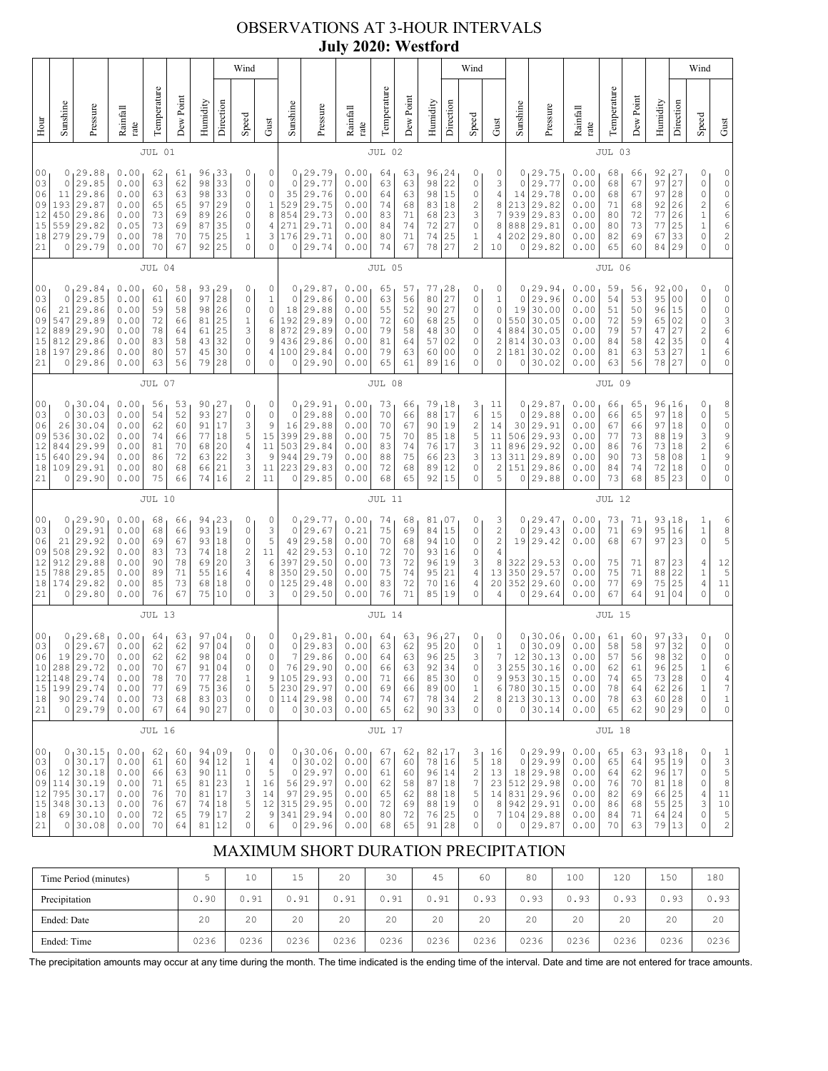# OBSERVATIONS AT 3-HOUR INTERVALS
## July 2020: Westford

| Hour | Sunshine | Pressure | Rainfall rate | Temperature | Dew Point | Humidity | Wind Direction | Wind Speed | Gust | Sunshine | Pressure | Rainfall rate | Temperature | Dew Point | Humidity | Wind Direction | Wind Speed | Gust | Sunshine | Pressure | Rainfall rate | Temperature | Dew Point | Humidity | Wind Direction | Wind Speed | Gust |
|---|---|---|---|---|---|---|---|---|---|---|---|---|---|---|---|---|---|---|---|---|---|---|---|---|---|---|---|
| | JUL 01 | | | | | | | | | JUL 02 | | | | | | | | | JUL 03 | | | | | | | | |
| 00 | 0 | 29.88 | 0.00 | 62 | 61 | 96 | 33 | 0 | 0 | 0 | 29.79 | 0.00 | 64 | 63 | 96 | 24 | 0 | 0 | 0 | 29.75 | 0.00 | 68 | 66 | 92 | 27 | 0 | 0 |
| 03 | 0 | 29.85 | 0.00 | 63 | 62 | 98 | 33 | 0 | 0 | 0 | 29.77 | 0.00 | 63 | 63 | 98 | 22 | 0 | 3 | 0 | 29.77 | 0.00 | 68 | 67 | 97 | 27 | 0 | 0 |
| 06 | 11 | 29.86 | 0.00 | 63 | 63 | 98 | 33 | 0 | 0 | 35 | 29.76 | 0.00 | 64 | 63 | 98 | 15 | 0 | 4 | 14 | 29.78 | 0.00 | 68 | 67 | 97 | 28 | 0 | 0 |
| 09 | 193 | 29.87 | 0.00 | 65 | 65 | 97 | 29 | 0 | 1 | 529 | 29.75 | 0.00 | 74 | 68 | 83 | 18 | 2 | 8 | 213 | 29.82 | 0.00 | 71 | 68 | 92 | 26 | 2 | 6 |
| 12 | 450 | 29.86 | 0.00 | 73 | 69 | 89 | 26 | 0 | 8 | 854 | 29.73 | 0.00 | 83 | 71 | 68 | 23 | 3 | 7 | 939 | 29.83 | 0.00 | 80 | 72 | 77 | 26 | 1 | 6 |
| 15 | 559 | 29.82 | 0.05 | 73 | 69 | 87 | 35 | 0 | 4 | 271 | 29.71 | 0.00 | 84 | 74 | 72 | 27 | 0 | 8 | 888 | 29.81 | 0.00 | 80 | 73 | 77 | 25 | 1 | 6 |
| 18 | 279 | 29.79 | 0.00 | 78 | 70 | 75 | 25 | 1 | 3 | 176 | 29.71 | 0.00 | 80 | 71 | 74 | 25 | 1 | 4 | 202 | 29.80 | 0.00 | 82 | 69 | 67 | 33 | 0 | 2 |
| 21 | 0 | 29.79 | 0.00 | 70 | 67 | 92 | 25 | 0 | 0 | 0 | 29.74 | 0.00 | 74 | 67 | 78 | 27 | 2 | 10 | 0 | 29.82 | 0.00 | 65 | 60 | 84 | 29 | 0 | 0 |
| | JUL 04 | | | | | | | | | JUL 05 | | | | | | | | | JUL 06 | | | | | | | | |
| 00 | 0 | 29.84 | 0.00 | 60 | 58 | 93 | 29 | 0 | 0 | 0 | 29.87 | 0.00 | 65 | 57 | 77 | 28 | 0 | 0 | 0 | 29.94 | 0.00 | 59 | 56 | 92 | 00 | 0 | 0 |
| 03 | 0 | 29.85 | 0.00 | 61 | 60 | 97 | 28 | 0 | 1 | 0 | 29.86 | 0.00 | 63 | 56 | 80 | 27 | 0 | 1 | 0 | 29.96 | 0.00 | 54 | 53 | 95 | 00 | 0 | 0 |
| 06 | 21 | 29.86 | 0.00 | 59 | 58 | 98 | 26 | 0 | 0 | 18 | 29.88 | 0.00 | 55 | 52 | 90 | 27 | 0 | 0 | 19 | 30.00 | 0.00 | 51 | 50 | 96 | 15 | 0 | 0 |
| 09 | 547 | 29.89 | 0.00 | 72 | 66 | 81 | 25 | 1 | 6 | 192 | 29.89 | 0.00 | 72 | 60 | 68 | 25 | 0 | 0 | 550 | 30.05 | 0.00 | 72 | 59 | 65 | 02 | 0 | 3 |
| 12 | 889 | 29.90 | 0.00 | 78 | 64 | 61 | 25 | 3 | 8 | 872 | 29.89 | 0.00 | 79 | 58 | 48 | 30 | 0 | 4 | 884 | 30.05 | 0.00 | 79 | 57 | 47 | 27 | 2 | 6 |
| 15 | 812 | 29.86 | 0.00 | 83 | 58 | 43 | 32 | 0 | 9 | 436 | 29.86 | 0.00 | 81 | 64 | 57 | 02 | 0 | 2 | 814 | 30.03 | 0.00 | 84 | 58 | 42 | 35 | 0 | 4 |
| 18 | 197 | 29.86 | 0.00 | 80 | 57 | 45 | 30 | 0 | 4 | 100 | 29.84 | 0.00 | 79 | 63 | 60 | 00 | 0 | 2 | 181 | 30.02 | 0.00 | 81 | 63 | 53 | 27 | 1 | 6 |
| 21 | 0 | 29.86 | 0.00 | 63 | 56 | 79 | 28 | 0 | 0 | 0 | 29.90 | 0.00 | 65 | 61 | 89 | 16 | 0 | 0 | 0 | 30.02 | 0.00 | 63 | 56 | 78 | 27 | 0 | 0 |
| | JUL 07 | | | | | | | | | JUL 08 | | | | | | | | | JUL 09 | | | | | | | | |
| 00 | 0 | 30.04 | 0.00 | 56 | 53 | 90 | 27 | 0 | 0 | 0 | 29.91 | 0.00 | 73 | 66 | 79 | 18 | 3 | 11 | 0 | 29.87 | 0.00 | 66 | 65 | 96 | 16 | 0 | 8 |
| 03 | 0 | 30.03 | 0.00 | 54 | 52 | 93 | 27 | 0 | 0 | 0 | 29.88 | 0.00 | 70 | 66 | 88 | 17 | 6 | 15 | 0 | 29.88 | 0.00 | 66 | 65 | 97 | 18 | 0 | 5 |
| 06 | 26 | 30.04 | 0.00 | 62 | 60 | 91 | 17 | 3 | 9 | 16 | 29.88 | 0.00 | 70 | 67 | 90 | 19 | 2 | 14 | 30 | 29.91 | 0.00 | 67 | 66 | 97 | 18 | 0 | 0 |
| 09 | 536 | 30.02 | 0.00 | 74 | 66 | 77 | 18 | 5 | 15 | 399 | 29.88 | 0.00 | 75 | 70 | 85 | 18 | 5 | 11 | 506 | 29.93 | 0.00 | 77 | 73 | 88 | 19 | 3 | 9 |
| 12 | 844 | 29.99 | 0.00 | 81 | 70 | 68 | 20 | 4 | 11 | 503 | 29.84 | 0.00 | 83 | 74 | 76 | 17 | 3 | 11 | 896 | 29.92 | 0.00 | 86 | 76 | 73 | 18 | 2 | 6 |
| 15 | 640 | 29.94 | 0.00 | 86 | 72 | 63 | 22 | 3 | 9 | 944 | 29.79 | 0.00 | 88 | 75 | 66 | 23 | 3 | 13 | 311 | 29.89 | 0.00 | 90 | 73 | 58 | 08 | 1 | 9 |
| 18 | 109 | 29.91 | 0.00 | 80 | 68 | 66 | 21 | 3 | 11 | 223 | 29.83 | 0.00 | 72 | 68 | 89 | 12 | 0 | 2 | 151 | 29.86 | 0.00 | 84 | 74 | 72 | 18 | 0 | 0 |
| 21 | 0 | 29.90 | 0.00 | 75 | 66 | 74 | 16 | 2 | 11 | 0 | 29.85 | 0.00 | 68 | 65 | 92 | 15 | 0 | 5 | 0 | 29.88 | 0.00 | 73 | 68 | 85 | 23 | 0 | 0 |
| | JUL 10 | | | | | | | | | JUL 11 | | | | | | | | | JUL 12 | | | | | | | | |
| 00 | 0 | 29.90 | 0.00 | 68 | 66 | 94 | 23 | 0 | 0 | 0 | 29.77 | 0.00 | 74 | 68 | 81 | 07 | 0 | 3 | 0 | 29.47 | 0.00 | 73 | 71 | 93 | 18 | 1 | 6 |
| 03 | 0 | 29.91 | 0.00 | 68 | 66 | 93 | 19 | 0 | 3 | 0 | 29.67 | 0.21 | 75 | 69 | 84 | 15 | 0 | 2 | 0 | 29.43 | 0.00 | 71 | 69 | 95 | 16 | 1 | 8 |
| 06 | 21 | 29.92 | 0.00 | 69 | 67 | 93 | 18 | 0 | 5 | 49 | 29.58 | 0.00 | 70 | 68 | 94 | 10 | 0 | 2 | 19 | 29.42 | 0.00 | 68 | 67 | 97 | 23 | 0 | 5 |
| 09 | 508 | 29.92 | 0.00 | 83 | 73 | 74 | 18 | 2 | 11 | 42 | 29.53 | 0.10 | 72 | 70 | 93 | 16 | 0 | 4 | | | | | | | | | |
| 12 | 912 | 29.88 | 0.00 | 90 | 78 | 69 | 20 | 3 | 6 | 397 | 29.50 | 0.00 | 73 | 72 | 96 | 19 | 3 | 8 | 322 | 29.53 | 0.00 | 75 | 71 | 87 | 23 | 4 | 12 |
| 15 | 788 | 29.85 | 0.00 | 89 | 71 | 55 | 16 | 4 | 8 | 350 | 29.50 | 0.00 | 75 | 74 | 95 | 21 | 4 | 13 | 350 | 29.57 | 0.00 | 75 | 71 | 88 | 22 | 1 | 5 |
| 18 | 174 | 29.82 | 0.00 | 85 | 73 | 68 | 18 | 0 | 0 | 125 | 29.48 | 0.00 | 83 | 72 | 70 | 16 | 4 | 20 | 352 | 29.60 | 0.00 | 77 | 69 | 75 | 25 | 4 | 11 |
| 21 | 0 | 29.80 | 0.00 | 76 | 67 | 75 | 10 | 0 | 3 | 0 | 29.50 | 0.00 | 76 | 71 | 85 | 19 | 0 | 4 | 0 | 29.64 | 0.00 | 67 | 64 | 91 | 04 | 0 | 0 |
| | JUL 13 | | | | | | | | | JUL 14 | | | | | | | | | JUL 15 | | | | | | | | |
| 00 | 0 | 29.68 | 0.00 | 64 | 63 | 97 | 04 | 0 | 0 | 0 | 29.81 | 0.00 | 64 | 63 | 96 | 27 | 0 | 0 | 0 | 30.06 | 0.00 | 61 | 60 | 97 | 33 | 0 | 0 |
| 03 | 0 | 29.67 | 0.00 | 62 | 62 | 97 | 04 | 0 | 0 | 0 | 29.83 | 0.00 | 63 | 62 | 95 | 20 | 0 | 1 | 0 | 30.09 | 0.00 | 58 | 58 | 97 | 32 | 0 | 0 |
| 06 | 19 | 29.70 | 0.00 | 62 | 62 | 98 | 04 | 0 | 0 | 7 | 29.86 | 0.00 | 64 | 63 | 96 | 25 | 3 | 7 | 12 | 30.13 | 0.00 | 57 | 56 | 98 | 32 | 0 | 0 |
| 10 | 288 | 29.72 | 0.00 | 70 | 67 | 91 | 04 | 0 | 0 | 76 | 29.90 | 0.00 | 66 | 63 | 92 | 34 | 0 | 3 | 255 | 30.16 | 0.00 | 62 | 61 | 96 | 25 | 1 | 0 |
| 12 | 148 | 29.74 | 0.00 | 78 | 70 | 77 | 28 | 1 | 9 | 105 | 29.93 | 0.00 | 71 | 66 | 85 | 30 | 0 | 9 | 953 | 30.15 | 0.00 | 74 | 65 | 73 | 28 | 0 | 4 |
| 15 | 199 | 29.74 | 0.00 | 77 | 69 | 75 | 36 | 0 | 5 | 230 | 29.97 | 0.00 | 69 | 66 | 89 | 00 | 1 | 6 | 780 | 30.15 | 0.00 | 78 | 64 | 62 | 26 | 1 | 7 |
| 18 | 90 | 29.74 | 0.00 | 73 | 68 | 83 | 03 | 0 | 0 | 114 | 29.98 | 0.00 | 74 | 67 | 78 | 34 | 2 | 8 | 213 | 30.13 | 0.00 | 78 | 63 | 60 | 28 | 0 | 1 |
| 21 | 0 | 29.79 | 0.00 | 67 | 64 | 90 | 27 | 0 | 0 | 0 | 30.03 | 0.00 | 65 | 62 | 90 | 33 | 0 | 0 | 0 | 30.14 | 0.00 | 65 | 62 | 90 | 29 | 0 | 0 |
| | JUL 16 | | | | | | | | | JUL 17 | | | | | | | | | JUL 18 | | | | | | | | |
| 00 | 0 | 30.15 | 0.00 | 62 | 60 | 94 | 09 | 0 | 0 | 0 | 30.06 | 0.00 | 67 | 62 | 82 | 17 | 3 | 16 | 0 | 29.99 | 0.00 | 65 | 63 | 93 | 18 | 0 | 1 |
| 03 | 0 | 30.17 | 0.00 | 61 | 60 | 94 | 12 | 1 | 4 | 0 | 30.02 | 0.00 | 67 | 60 | 78 | 16 | 5 | 18 | 0 | 29.99 | 0.00 | 65 | 64 | 95 | 19 | 0 | 3 |
| 06 | 12 | 30.18 | 0.00 | 66 | 63 | 90 | 11 | 0 | 5 | 0 | 29.97 | 0.00 | 61 | 60 | 96 | 14 | 2 | 13 | 18 | 29.98 | 0.00 | 64 | 62 | 96 | 17 | 0 | 5 |
| 09 | 114 | 30.19 | 0.00 | 71 | 65 | 81 | 23 | 1 | 16 | 56 | 29.97 | 0.00 | 62 | 58 | 87 | 18 | 7 | 23 | 512 | 29.98 | 0.00 | 76 | 70 | 81 | 18 | 0 | 8 |
| 12 | 795 | 30.17 | 0.00 | 76 | 70 | 81 | 17 | 3 | 14 | 97 | 29.95 | 0.00 | 65 | 62 | 88 | 18 | 5 | 14 | 831 | 29.96 | 0.00 | 82 | 69 | 66 | 25 | 4 | 11 |
| 15 | 348 | 30.13 | 0.00 | 76 | 67 | 74 | 18 | 5 | 12 | 315 | 29.95 | 0.00 | 72 | 69 | 88 | 19 | 0 | 8 | 942 | 29.91 | 0.00 | 86 | 68 | 55 | 25 | 3 | 10 |
| 18 | 69 | 30.10 | 0.00 | 72 | 65 | 79 | 17 | 2 | 9 | 341 | 29.94 | 0.00 | 80 | 72 | 76 | 25 | 0 | 7 | 104 | 29.88 | 0.00 | 84 | 71 | 64 | 24 | 0 | 5 |
| 21 | 0 | 30.08 | 0.00 | 70 | 64 | 81 | 12 | 0 | 6 | 0 | 29.96 | 0.00 | 68 | 65 | 91 | 28 | 0 | 0 | 0 | 29.87 | 0.00 | 70 | 63 | 79 | 13 | 0 | 2 |

## MAXIMUM SHORT DURATION PRECIPITATION

| Time Period (minutes) | 5 | 10 | 15 | 20 | 30 | 45 | 60 | 80 | 100 | 120 | 150 | 180 |
|---|---|---|---|---|---|---|---|---|---|---|---|---|
| Precipitation | 0.90 | 0.91 | 0.91 | 0.91 | 0.91 | 0.91 | 0.93 | 0.93 | 0.93 | 0.93 | 0.93 | 0.93 |
| Ended: Date | 20 | 20 | 20 | 20 | 20 | 20 | 20 | 20 | 20 | 20 | 20 | 20 |
| Ended: Time | 0236 | 0236 | 0236 | 0236 | 0236 | 0236 | 0236 | 0236 | 0236 | 0236 | 0236 | 0236 |

The precipitation amounts may occur at any time during the month. The time indicated is the ending time of the interval. Date and time are not entered for trace amounts.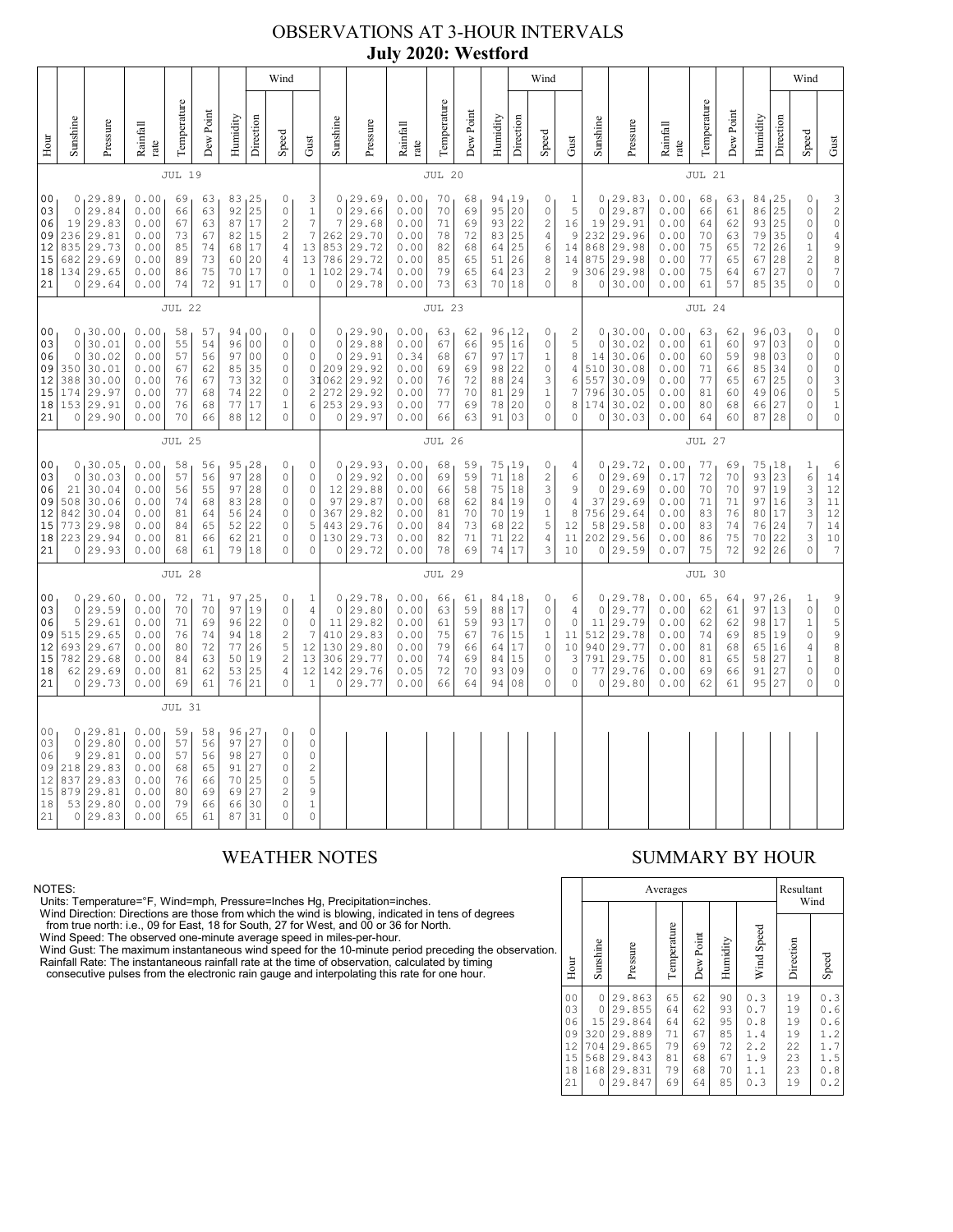# OBSERVATIONS AT 3-HOUR INTERVALS

## July 2020: Westford

### JUL 19

| Hour | Sunshine | Pressure | Rainfall rate | Temperature | Dew Point | Humidity | Wind Direction | Wind Speed | Wind Gust |
|---|---|---|---|---|---|---|---|---|---|
| 00 | 0 | 29.89 | 0.00 | 69 | 63 | 83 | 25 | 0 | 3 |
| 03 | 0 | 29.84 | 0.00 | 66 | 63 | 92 | 25 | 0 | 1 |
| 06 | 19 | 29.83 | 0.00 | 67 | 63 | 87 | 17 | 2 | 7 |
| 09 | 236 | 29.81 | 0.00 | 73 | 67 | 82 | 15 | 2 | 7 |
| 12 | 835 | 29.73 | 0.00 | 85 | 74 | 68 | 17 | 4 | 13 |
| 15 | 682 | 29.69 | 0.00 | 89 | 73 | 60 | 20 | 4 | 13 |
| 18 | 134 | 29.65 | 0.00 | 86 | 75 | 70 | 17 | 0 | 1 |
| 21 | 0 | 29.64 | 0.00 | 74 | 72 | 91 | 17 | 0 | 0 |

### JUL 20

| Hour | Sunshine | Pressure | Rainfall rate | Temperature | Dew Point | Humidity | Wind Direction | Wind Speed | Wind Gust |
|---|---|---|---|---|---|---|---|---|---|
| 00 | 0 | 29.69 | 0.00 | 70 | 68 | 94 | 19 | 0 | 1 |
| 03 | 0 | 29.66 | 0.00 | 70 | 69 | 95 | 20 | 0 | 5 |
| 06 | 7 | 29.68 | 0.00 | 71 | 69 | 93 | 22 | 2 | 16 |
| 09 | 262 | 29.70 | 0.00 | 78 | 72 | 83 | 25 | 4 | 9 |
| 12 | 853 | 29.72 | 0.00 | 82 | 68 | 64 | 25 | 6 | 14 |
| 15 | 786 | 29.72 | 0.00 | 85 | 65 | 51 | 26 | 8 | 14 |
| 18 | 102 | 29.74 | 0.00 | 79 | 65 | 64 | 23 | 2 | 9 |
| 21 | 0 | 29.78 | 0.00 | 73 | 63 | 70 | 18 | 0 | 8 |

### JUL 21

| Hour | Sunshine | Pressure | Rainfall rate | Temperature | Dew Point | Humidity | Wind Direction | Wind Speed | Wind Gust |
|---|---|---|---|---|---|---|---|---|---|
| 00 | 0 | 29.83 | 0.00 | 68 | 63 | 84 | 25 | 0 | 3 |
| 03 | 0 | 29.87 | 0.00 | 66 | 61 | 86 | 25 | 0 | 2 |
| 06 | 19 | 29.91 | 0.00 | 64 | 62 | 93 | 25 | 0 | 0 |
| 09 | 232 | 29.96 | 0.00 | 70 | 63 | 79 | 35 | 0 | 4 |
| 12 | 868 | 29.98 | 0.00 | 75 | 65 | 72 | 26 | 1 | 9 |
| 15 | 875 | 29.98 | 0.00 | 77 | 65 | 67 | 28 | 2 | 8 |
| 18 | 306 | 29.98 | 0.00 | 75 | 64 | 67 | 27 | 0 | 7 |
| 21 | 0 | 30.00 | 0.00 | 61 | 57 | 85 | 35 | 0 | 0 |

### JUL 22

| Hour | Sunshine | Pressure | Rainfall rate | Temperature | Dew Point | Humidity | Wind Direction | Wind Speed | Wind Gust |
|---|---|---|---|---|---|---|---|---|---|
| 00 | 0 | 30.00 | 0.00 | 58 | 57 | 94 | 00 | 0 | 0 |
| 03 | 0 | 30.01 | 0.00 | 55 | 54 | 96 | 00 | 0 | 0 |
| 06 | 0 | 30.02 | 0.00 | 57 | 56 | 97 | 00 | 0 | 0 |
| 09 | 350 | 30.01 | 0.00 | 67 | 62 | 85 | 35 | 0 | 0 |
| 12 | 388 | 30.00 | 0.00 | 76 | 67 | 73 | 32 | 0 | 3 |
| 15 | 174 | 29.97 | 0.00 | 77 | 68 | 74 | 22 | 0 | 2 |
| 18 | 153 | 29.91 | 0.00 | 76 | 68 | 77 | 17 | 1 | 6 |
| 21 | 0 | 29.90 | 0.00 | 70 | 66 | 88 | 12 | 0 | 0 |

### JUL 23

| Hour | Sunshine | Pressure | Rainfall rate | Temperature | Dew Point | Humidity | Wind Direction | Wind Speed | Wind Gust |
|---|---|---|---|---|---|---|---|---|---|
| 00 | 0 | 29.90 | 0.00 | 63 | 62 | 96 | 12 | 0 | 2 |
| 03 | 0 | 29.88 | 0.00 | 67 | 66 | 95 | 16 | 0 | 5 |
| 06 | 0 | 29.91 | 0.34 | 68 | 67 | 97 | 17 | 1 | 8 |
| 09 | 209 | 29.92 | 0.00 | 69 | 69 | 98 | 22 | 0 | 4 |
| 12 | 1062 | 29.92 | 0.00 | 76 | 72 | 88 | 24 | 3 | 6 |
| 15 | 272 | 29.92 | 0.00 | 77 | 70 | 81 | 29 | 1 | 7 |
| 18 | 253 | 29.93 | 0.00 | 77 | 69 | 78 | 20 | 0 | 8 |
| 21 | 0 | 29.97 | 0.00 | 66 | 63 | 91 | 03 | 0 | 0 |

### JUL 24

| Hour | Sunshine | Pressure | Rainfall rate | Temperature | Dew Point | Humidity | Wind Direction | Wind Speed | Wind Gust |
|---|---|---|---|---|---|---|---|---|---|
| 00 | 0 | 30.00 | 0.00 | 63 | 62 | 96 | 03 | 0 | 0 |
| 03 | 0 | 30.02 | 0.00 | 61 | 60 | 97 | 03 | 0 | 0 |
| 06 | 14 | 30.06 | 0.00 | 60 | 59 | 98 | 03 | 0 | 0 |
| 09 | 510 | 30.08 | 0.00 | 71 | 66 | 85 | 34 | 0 | 0 |
| 12 | 557 | 30.09 | 0.00 | 77 | 65 | 67 | 25 | 0 | 3 |
| 15 | 796 | 30.05 | 0.00 | 81 | 60 | 49 | 06 | 0 | 5 |
| 18 | 174 | 30.02 | 0.00 | 80 | 68 | 66 | 27 | 0 | 1 |
| 21 | 0 | 30.03 | 0.00 | 64 | 60 | 87 | 28 | 0 | 0 |

### JUL 25

| Hour | Sunshine | Pressure | Rainfall rate | Temperature | Dew Point | Humidity | Wind Direction | Wind Speed | Wind Gust |
|---|---|---|---|---|---|---|---|---|---|
| 00 | 0 | 30.05 | 0.00 | 58 | 56 | 95 | 28 | 0 | 0 |
| 03 | 0 | 30.03 | 0.00 | 57 | 56 | 97 | 28 | 0 | 0 |
| 06 | 21 | 30.04 | 0.00 | 56 | 55 | 97 | 28 | 0 | 0 |
| 09 | 508 | 30.06 | 0.00 | 74 | 68 | 83 | 28 | 0 | 0 |
| 12 | 842 | 30.04 | 0.00 | 81 | 64 | 56 | 24 | 0 | 0 |
| 15 | 773 | 29.98 | 0.00 | 84 | 65 | 52 | 22 | 0 | 5 |
| 18 | 223 | 29.94 | 0.00 | 81 | 66 | 62 | 21 | 0 | 0 |
| 21 | 0 | 29.93 | 0.00 | 68 | 61 | 79 | 18 | 0 | 0 |

### JUL 26

| Hour | Sunshine | Pressure | Rainfall rate | Temperature | Dew Point | Humidity | Wind Direction | Wind Speed | Wind Gust |
|---|---|---|---|---|---|---|---|---|---|
| 00 | 0 | 29.93 | 0.00 | 68 | 59 | 75 | 19 | 0 | 4 |
| 03 | 0 | 29.92 | 0.00 | 69 | 59 | 71 | 18 | 2 | 6 |
| 06 | 12 | 29.88 | 0.00 | 66 | 58 | 75 | 18 | 3 | 9 |
| 09 | 97 | 29.87 | 0.00 | 68 | 62 | 84 | 19 | 0 | 4 |
| 12 | 367 | 29.82 | 0.00 | 81 | 70 | 70 | 19 | 1 | 8 |
| 15 | 443 | 29.76 | 0.00 | 84 | 73 | 68 | 22 | 5 | 12 |
| 18 | 130 | 29.73 | 0.00 | 82 | 71 | 71 | 22 | 4 | 11 |
| 21 | 0 | 29.72 | 0.00 | 78 | 69 | 74 | 17 | 3 | 10 |

### JUL 27

| Hour | Sunshine | Pressure | Rainfall rate | Temperature | Dew Point | Humidity | Wind Direction | Wind Speed | Wind Gust |
|---|---|---|---|---|---|---|---|---|---|
| 00 | 0 | 29.72 | 0.00 | 77 | 69 | 75 | 18 | 1 | 6 |
| 03 | 0 | 29.69 | 0.17 | 72 | 70 | 93 | 23 | 6 | 14 |
| 06 | 0 | 29.69 | 0.00 | 70 | 70 | 97 | 19 | 3 | 12 |
| 09 | 37 | 29.69 | 0.00 | 71 | 71 | 97 | 16 | 3 | 11 |
| 12 | 756 | 29.64 | 0.00 | 83 | 76 | 80 | 17 | 3 | 12 |
| 15 | 58 | 29.58 | 0.00 | 83 | 74 | 76 | 24 | 7 | 14 |
| 18 | 202 | 29.56 | 0.00 | 86 | 75 | 70 | 22 | 3 | 10 |
| 21 | 0 | 29.59 | 0.07 | 75 | 72 | 92 | 26 | 0 | 7 |

### JUL 28

| Hour | Sunshine | Pressure | Rainfall rate | Temperature | Dew Point | Humidity | Wind Direction | Wind Speed | Wind Gust |
|---|---|---|---|---|---|---|---|---|---|
| 00 | 0 | 29.60 | 0.00 | 72 | 71 | 97 | 25 | 0 | 1 |
| 03 | 0 | 29.59 | 0.00 | 70 | 70 | 97 | 19 | 0 | 4 |
| 06 | 5 | 29.61 | 0.00 | 71 | 69 | 96 | 22 | 0 | 0 |
| 09 | 515 | 29.65 | 0.00 | 76 | 74 | 94 | 18 | 2 | 7 |
| 12 | 693 | 29.67 | 0.00 | 80 | 72 | 77 | 26 | 5 | 12 |
| 15 | 782 | 29.68 | 0.00 | 84 | 63 | 50 | 19 | 2 | 13 |
| 18 | 62 | 29.69 | 0.00 | 81 | 62 | 53 | 25 | 4 | 12 |
| 21 | 0 | 29.73 | 0.00 | 69 | 61 | 76 | 21 | 0 | 1 |

### JUL 29

| Hour | Sunshine | Pressure | Rainfall rate | Temperature | Dew Point | Humidity | Wind Direction | Wind Speed | Wind Gust |
|---|---|---|---|---|---|---|---|---|---|
| 00 | 0 | 29.78 | 0.00 | 66 | 61 | 84 | 18 | 0 | 6 |
| 03 | 0 | 29.80 | 0.00 | 63 | 59 | 88 | 17 | 0 | 4 |
| 06 | 11 | 29.82 | 0.00 | 61 | 59 | 93 | 17 | 0 | 0 |
| 09 | 410 | 29.83 | 0.00 | 75 | 67 | 76 | 15 | 1 | 11 |
| 12 | 130 | 29.80 | 0.00 | 79 | 66 | 64 | 17 | 0 | 10 |
| 15 | 306 | 29.77 | 0.00 | 74 | 69 | 84 | 15 | 0 | 3 |
| 18 | 142 | 29.76 | 0.05 | 72 | 70 | 93 | 09 | 0 | 0 |
| 21 | 0 | 29.77 | 0.00 | 66 | 64 | 94 | 08 | 0 | 0 |

### JUL 30

| Hour | Sunshine | Pressure | Rainfall rate | Temperature | Dew Point | Humidity | Wind Direction | Wind Speed | Wind Gust |
|---|---|---|---|---|---|---|---|---|---|
| 00 | 0 | 29.78 | 0.00 | 65 | 64 | 97 | 26 | 1 | 9 |
| 03 | 0 | 29.77 | 0.00 | 62 | 61 | 97 | 13 | 0 | 0 |
| 06 | 11 | 29.79 | 0.00 | 62 | 62 | 98 | 17 | 1 | 5 |
| 09 | 512 | 29.78 | 0.00 | 74 | 69 | 85 | 19 | 0 | 9 |
| 12 | 940 | 29.77 | 0.00 | 81 | 68 | 65 | 16 | 4 | 8 |
| 15 | 791 | 29.75 | 0.00 | 81 | 65 | 58 | 27 | 1 | 8 |
| 18 | 77 | 29.76 | 0.00 | 69 | 66 | 91 | 27 | 0 | 0 |
| 21 | 0 | 29.80 | 0.00 | 62 | 61 | 95 | 27 | 0 | 0 |

### JUL 31

| Hour | Sunshine | Pressure | Rainfall rate | Temperature | Dew Point | Humidity | Wind Direction | Wind Speed | Wind Gust |
|---|---|---|---|---|---|---|---|---|---|
| 00 | 0 | 29.81 | 0.00 | 59 | 58 | 96 | 27 | 0 | 0 |
| 03 | 0 | 29.80 | 0.00 | 57 | 56 | 97 | 27 | 0 | 0 |
| 06 | 9 | 29.81 | 0.00 | 57 | 56 | 98 | 27 | 0 | 0 |
| 09 | 218 | 29.83 | 0.00 | 68 | 65 | 91 | 27 | 0 | 2 |
| 12 | 837 | 29.83 | 0.00 | 76 | 66 | 70 | 25 | 0 | 5 |
| 15 | 879 | 29.81 | 0.00 | 80 | 69 | 69 | 27 | 2 | 9 |
| 18 | 53 | 29.80 | 0.00 | 79 | 66 | 66 | 30 | 0 | 1 |
| 21 | 0 | 29.83 | 0.00 | 65 | 61 | 87 | 31 | 0 | 0 |

## WEATHER NOTES

NOTES:
Units: Temperature=°F, Wind=mph, Pressure=Inches Hg, Precipitation=inches.
Wind Direction: Directions are those from which the wind is blowing, indicated in tens of degrees from true north: i.e., 09 for East, 18 for South, 27 for West, and 00 or 36 for North.
Wind Speed: The observed one-minute average speed in miles-per-hour.
Wind Gust: The maximum instantaneous wind speed for the 10-minute period preceding the observation.
Rainfall Rate: The instantaneous rainfall rate at the time of observation, calculated by timing consecutive pulses from the electronic rain gauge and interpolating this rate for one hour.

## SUMMARY BY HOUR

| Hour | Averages: Sunshine | Pressure | Temperature | Dew Point | Humidity | Wind Speed | Resultant Wind: Direction | Speed |
|---|---|---|---|---|---|---|---|---|
| 00 | 0 | 29.863 | 65 | 62 | 90 | 0.3 | 19 | 0.3 |
| 03 | 0 | 29.855 | 64 | 62 | 93 | 0.7 | 19 | 0.6 |
| 06 | 15 | 29.864 | 64 | 62 | 95 | 0.8 | 19 | 0.6 |
| 09 | 320 | 29.889 | 71 | 67 | 85 | 1.4 | 19 | 1.2 |
| 12 | 704 | 29.865 | 79 | 69 | 72 | 2.2 | 22 | 1.7 |
| 15 | 568 | 29.843 | 81 | 68 | 67 | 1.9 | 23 | 1.5 |
| 18 | 168 | 29.831 | 79 | 68 | 70 | 1.1 | 23 | 0.8 |
| 21 | 0 | 29.847 | 69 | 64 | 85 | 0.3 | 19 | 0.2 |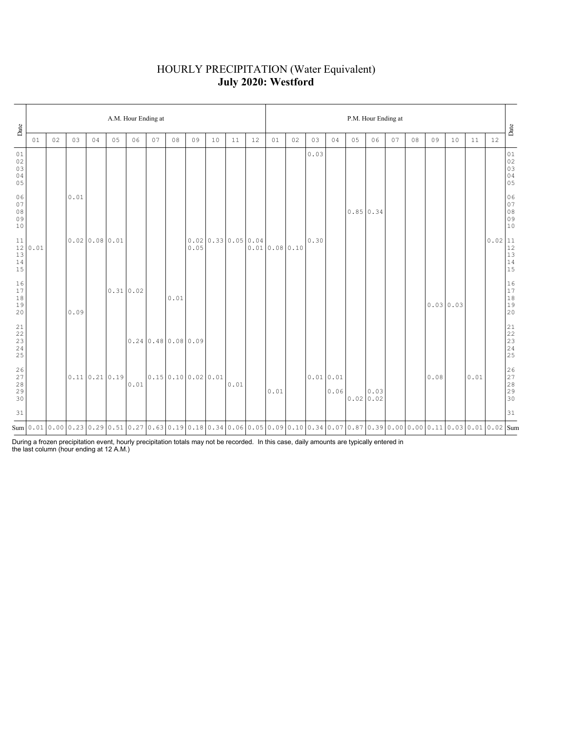# HOURLY PRECIPITATION (Water Equivalent)

## **July 2020: Westford**

| Date | A.M. Hour Ending at | | | | | | | | | | | | P.M. Hour Ending at | | | | | | | | | | | | Date |
|---|---|---|---|---|---|---|---|---|---|---|---|---|---|---|---|---|---|---|---|---|---|---|---|---|---|
| | 01 | 02 | 03 | 04 | 05 | 06 | 07 | 08 | 09 | 10 | 11 | 12 | 01 | 02 | 03 | 04 | 05 | 06 | 07 | 08 | 09 | 10 | 11 | 12 | |
| 01 | | | | | | | | | | | | | | | 0.03 | | | | | | | | | | 01 |
| 02 | | | | | | | | | | | | | | | | | | | | | | | | | 02 |
| 03 | | | | | | | | | | | | | | | | | | | | | | | | | 03 |
| 04 | | | | | | | | | | | | | | | | | | | | | | | | | 04 |
| 05 | | | | | | | | | | | | | | | | | | | | | | | | | 05 |
| 06 | | | 0.01 | | | | | | | | | | | | | | | | | | | | | | 06 |
| 07 | | | | | | | | | | | | | | | | | | | | | | | | | 07 |
| 08 | | | | | | | | | | | | | | | | | 0.85 | 0.34 | | | | | | | 08 |
| 09 | | | | | | | | | | | | | | | | | | | | | | | | | 09 |
| 10 | | | | | | | | | | | | | | | | | | | | | | | | | 10 |
| 11 | | | 0.02 | 0.08 | 0.01 | | | | 0.02 | 0.33 | 0.05 | 0.04 | | | 0.30 | | | | | | | | | 0.02 | 11 |
| 12 | 0.01 | | | | | | | | 0.05 | | | 0.01 | 0.08 | 0.10 | | | | | | | | | | | 12 |
| 13 | | | | | | | | | | | | | | | | | | | | | | | | | 13 |
| 14 | | | | | | | | | | | | | | | | | | | | | | | | | 14 |
| 15 | | | | | | | | | | | | | | | | | | | | | | | | | 15 |
| 16 | | | | | | | | | | | | | | | | | | | | | | | | | 16 |
| 17 | | | | | 0.31 | 0.02 | | | | | | | | | | | | | | | | | | | 17 |
| 18 | | | | | | | | 0.01 | | | | | | | | | | | | | | | | | 18 |
| 19 | | | | | | | | | | | | | | | | | | | | | 0.03 | 0.03 | | | 19 |
| 20 | | | 0.09 | | | | | | | | | | | | | | | | | | | | | | 20 |
| 21 | | | | | | | | | | | | | | | | | | | | | | | | | 21 |
| 22 | | | | | | | | | | | | | | | | | | | | | | | | | 22 |
| 23 | | | | | | 0.24 | 0.48 | 0.08 | 0.09 | | | | | | | | | | | | | | | | 23 |
| 24 | | | | | | | | | | | | | | | | | | | | | | | | | 24 |
| 25 | | | | | | | | | | | | | | | | | | | | | | | | | 25 |
| 26 | | | | | | | | | | | | | | | | | | | | | | | | | 26 |
| 27 | | | 0.11 | 0.21 | 0.19 | | 0.15 | 0.10 | 0.02 | 0.01 | | | | | 0.01 | 0.01 | | | | | 0.08 | | 0.01 | | 27 |
| 28 | | | | | | 0.01 | | | | | 0.01 | | | | | 0.06 | | | | | | | | | 28 |
| 29 | | | | | | | | | | | | | 0.01 | | | | | 0.03 | | | | | | | 29 |
| 30 | | | | | | | | | | | | | | | | | 0.02 | 0.02 | | | | | | | 30 |
| 31 | | | | | | | | | | | | | | | | | | | | | | | | | 31 |
| Sum | 0.01 | 0.00 | 0.23 | 0.29 | 0.51 | 0.27 | 0.63 | 0.19 | 0.18 | 0.34 | 0.06 | 0.05 | 0.09 | 0.10 | 0.34 | 0.07 | 0.87 | 0.39 | 0.00 | 0.00 | 0.11 | 0.03 | 0.01 | 0.02 | Sum |

During a frozen precipitation event, hourly precipitation totals may not be recorded. In this case, daily amounts are typically entered in the last column (hour ending at 12 A.M.)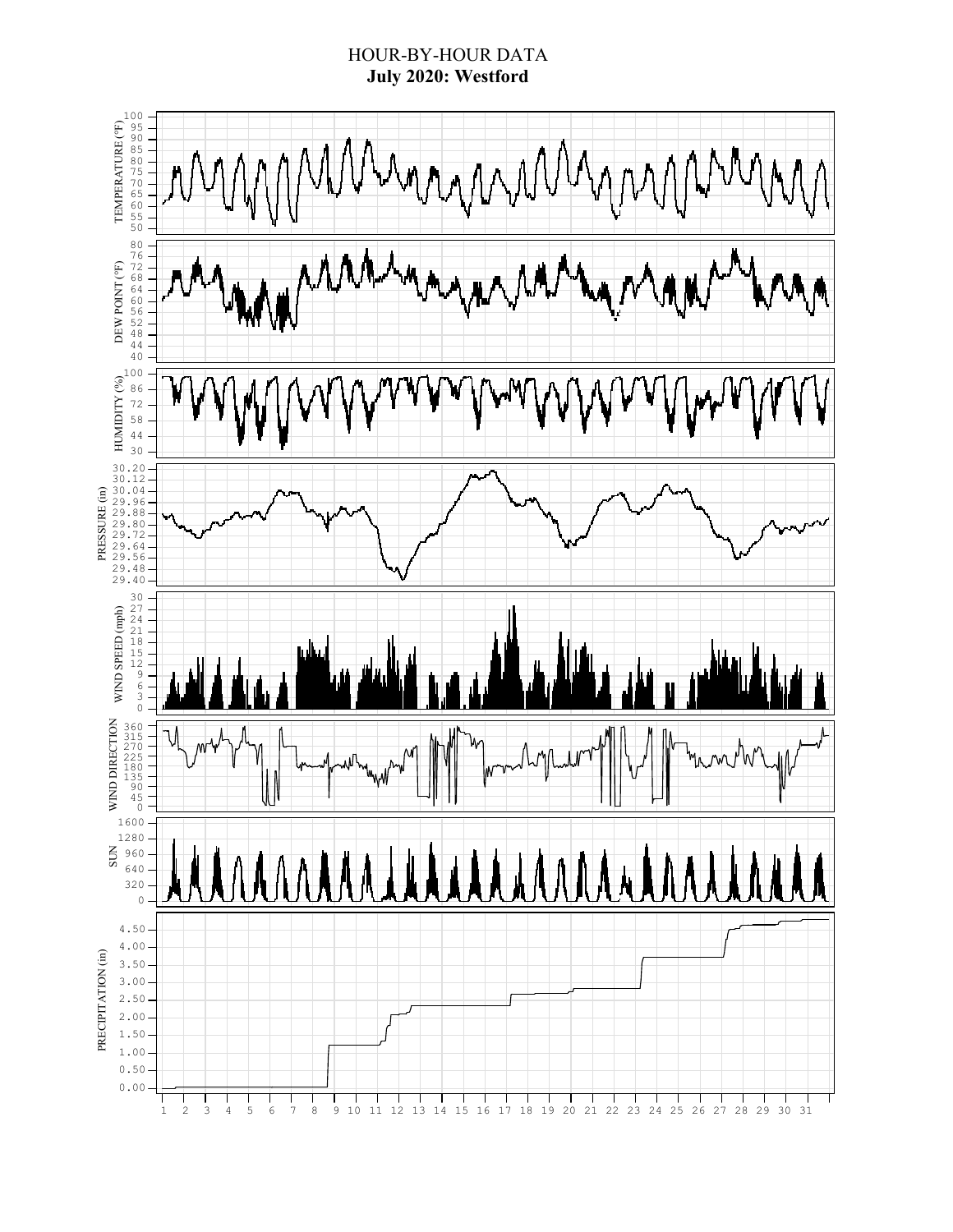# HOUR-BY-HOUR DATA
## July 2020: Westford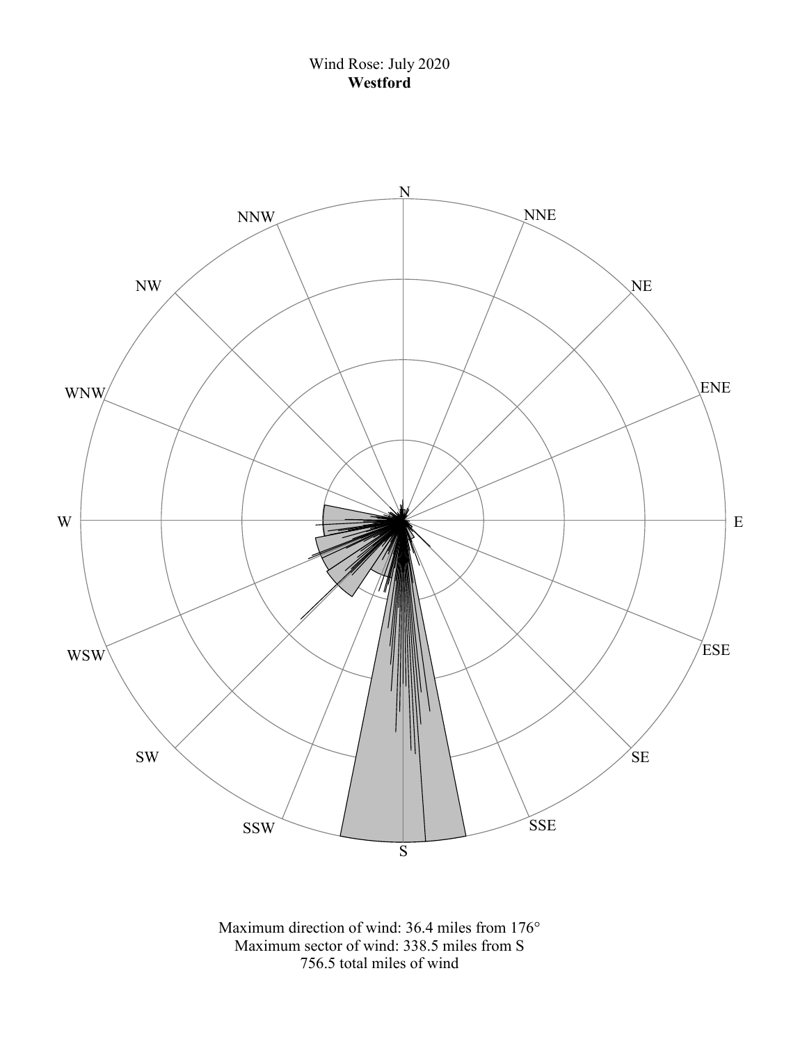Wind Rose: July 2020

**Westford**

N

NNE

NE

ENE

E

ESE

SE

SSE

S

SSW

SW

WSW

W

WNW

NW

NNW

Maximum direction of wind: 36.4 miles from 176°

Maximum sector of wind: 338.5 miles from S

756.5 total miles of wind